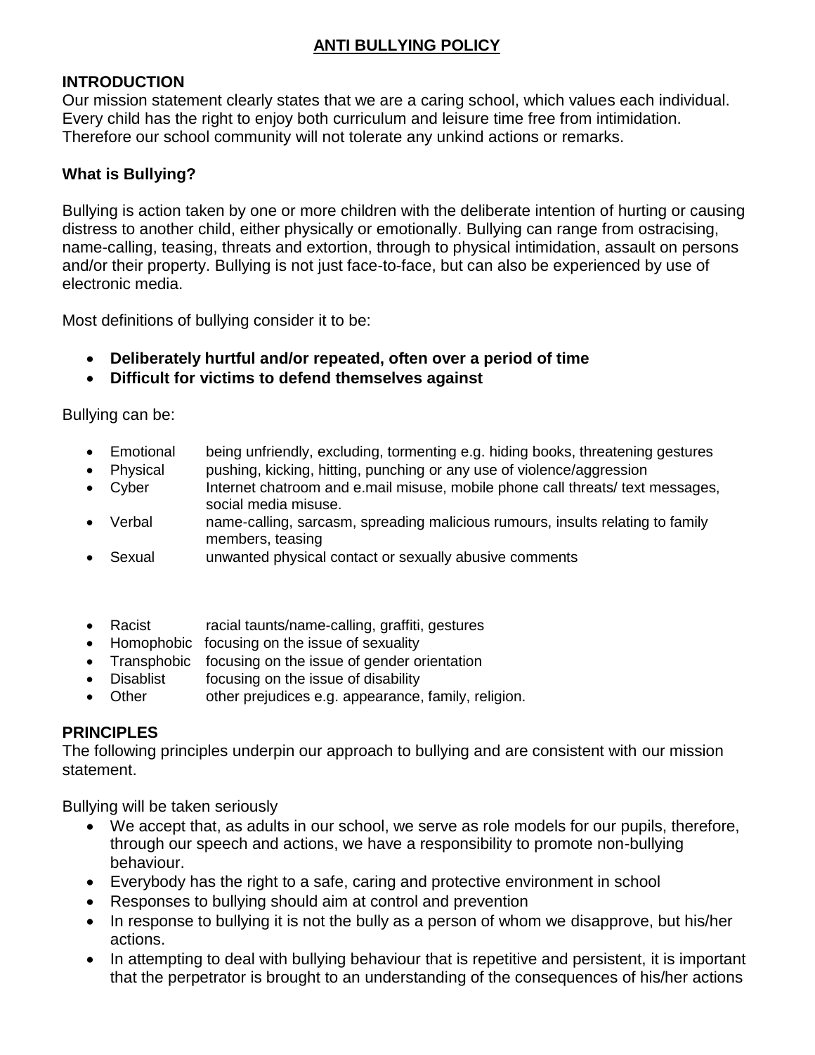# ANTI BULLYING POLICY

## INTRODUCTION

Our mission statement clearly states that we are a caring school, which values each individual. Every child has the right to enjoy both curriculum and leisure time free from intimidation. Therefore our school community will not tolerate any unkind actions or remarks.

### What is Bullying?

Bullying is action taken by one or more children with the deliberate intention of hurting or causing distress to another child, either physically or emotionally. Bullying can range from ostracising, name-calling, teasing, threats and extortion, through to physical intimidation, assault on persons and/or their property. Bullying is not just face-to-face, but can also be experienced by use of electronic media.

Most definitions of bullying consider it to be:

- **Deliberately hurtful and/or repeated, often over a period of time**
- **Difficult for victims to defend themselves against**

Bullying can be:

- Emotional — being unfriendly, excluding, tormenting e.g. hiding books, threatening gestures
- Physical — pushing, kicking, hitting, punching or any use of violence/aggression
- Cyber — Internet chatroom and e.mail misuse, mobile phone call threats/ text messages, social media misuse.
- Verbal — name-calling, sarcasm, spreading malicious rumours, insults relating to family members, teasing
- Sexual — unwanted physical contact or sexually abusive comments

- Racist — racial taunts/name-calling, graffiti, gestures
- Homophobic — focusing on the issue of sexuality
- Transphobic — focusing on the issue of gender orientation
- Disablist — focusing on the issue of disability
- Other — other prejudices e.g. appearance, family, religion.

## PRINCIPLES

The following principles underpin our approach to bullying and are consistent with our mission statement.

Bullying will be taken seriously

- We accept that, as adults in our school, we serve as role models for our pupils, therefore, through our speech and actions, we have a responsibility to promote non-bullying behaviour.
- Everybody has the right to a safe, caring and protective environment in school
- Responses to bullying should aim at control and prevention
- In response to bullying it is not the bully as a person of whom we disapprove, but his/her actions.
- In attempting to deal with bullying behaviour that is repetitive and persistent, it is important that the perpetrator is brought to an understanding of the consequences of his/her actions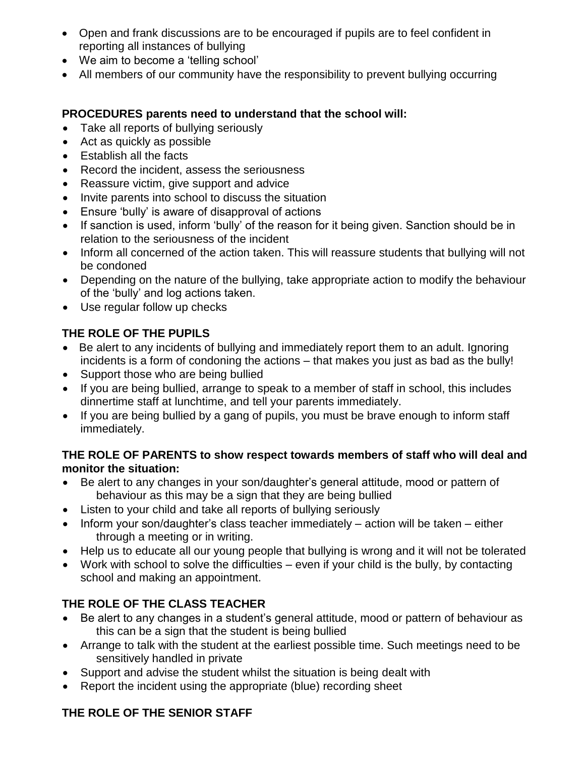- Open and frank discussions are to be encouraged if pupils are to feel confident in reporting all instances of bullying
- We aim to become a 'telling school'
- All members of our community have the responsibility to prevent bullying occurring

**PROCEDURES parents need to understand that the school will:**

- Take all reports of bullying seriously
- Act as quickly as possible
- Establish all the facts
- Record the incident, assess the seriousness
- Reassure victim, give support and advice
- Invite parents into school to discuss the situation
- Ensure 'bully' is aware of disapproval of actions
- If sanction is used, inform 'bully' of the reason for it being given. Sanction should be in relation to the seriousness of the incident
- Inform all concerned of the action taken. This will reassure students that bullying will not be condoned
- Depending on the nature of the bullying, take appropriate action to modify the behaviour of the 'bully' and log actions taken.
- Use regular follow up checks

**THE ROLE OF THE PUPILS**

- Be alert to any incidents of bullying and immediately report them to an adult. Ignoring incidents is a form of condoning the actions – that makes you just as bad as the bully!
- Support those who are being bullied
- If you are being bullied, arrange to speak to a member of staff in school, this includes dinnertime staff at lunchtime, and tell your parents immediately.
- If you are being bullied by a gang of pupils, you must be brave enough to inform staff immediately.

**THE ROLE OF PARENTS to show respect towards members of staff who will deal and monitor the situation:**

- Be alert to any changes in your son/daughter's general attitude, mood or pattern of behaviour as this may be a sign that they are being bullied
- Listen to your child and take all reports of bullying seriously
- Inform your son/daughter's class teacher immediately – action will be taken – either through a meeting or in writing.
- Help us to educate all our young people that bullying is wrong and it will not be tolerated
- Work with school to solve the difficulties – even if your child is the bully, by contacting school and making an appointment.

**THE ROLE OF THE CLASS TEACHER**

- Be alert to any changes in a student's general attitude, mood or pattern of behaviour as this can be a sign that the student is being bullied
- Arrange to talk with the student at the earliest possible time. Such meetings need to be sensitively handled in private
- Support and advise the student whilst the situation is being dealt with
- Report the incident using the appropriate (blue) recording sheet

**THE ROLE OF THE SENIOR STAFF**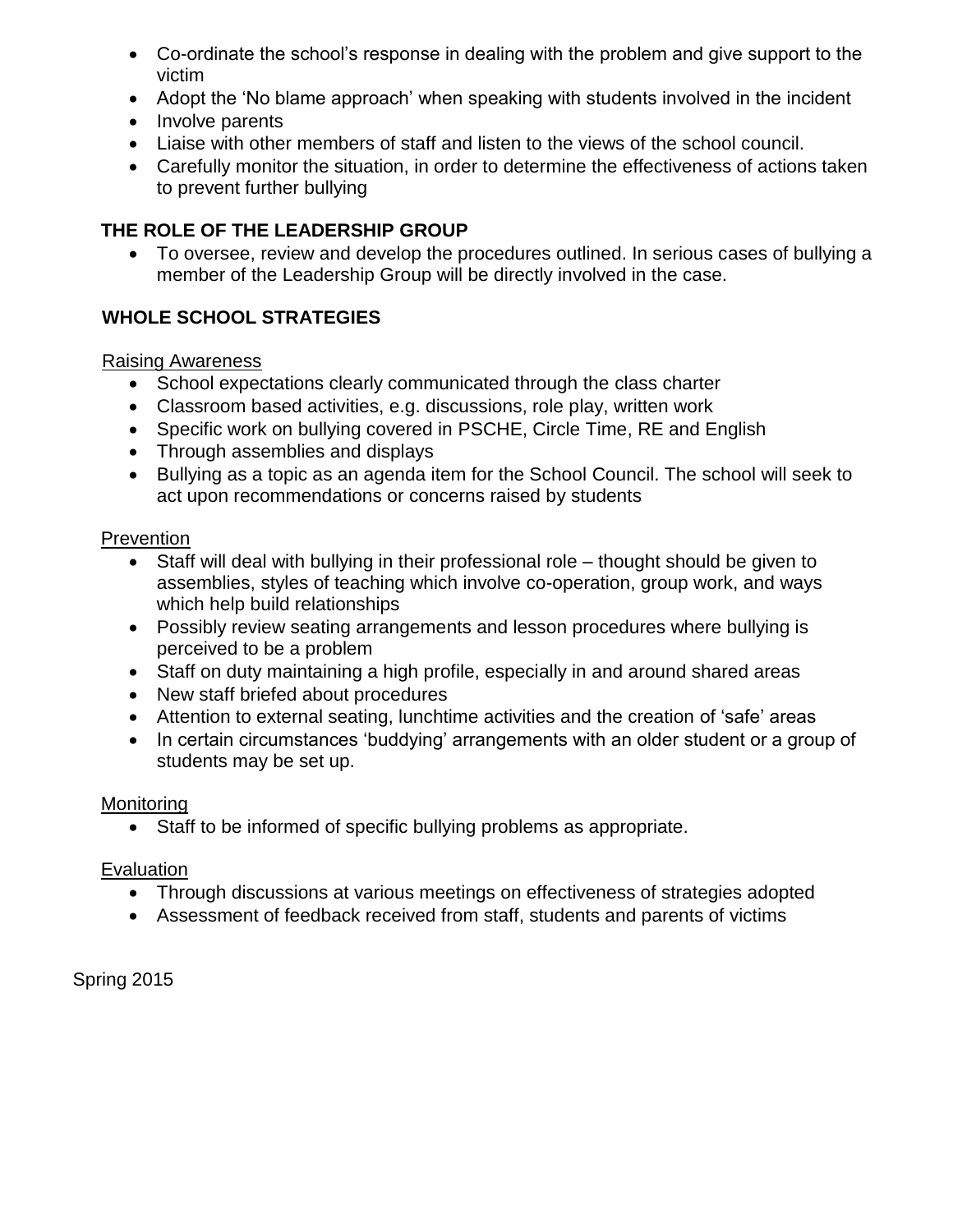- Co-ordinate the school's response in dealing with the problem and give support to the victim
- Adopt the 'No blame approach' when speaking with students involved in the incident
- Involve parents
- Liaise with other members of staff and listen to the views of the school council.
- Carefully monitor the situation, in order to determine the effectiveness of actions taken to prevent further bullying

## THE ROLE OF THE LEADERSHIP GROUP

- To oversee, review and develop the procedures outlined. In serious cases of bullying a member of the Leadership Group will be directly involved in the case.

## WHOLE SCHOOL STRATEGIES

Raising Awareness

- School expectations clearly communicated through the class charter
- Classroom based activities, e.g. discussions, role play, written work
- Specific work on bullying covered in PSCHE, Circle Time, RE and English
- Through assemblies and displays
- Bullying as a topic as an agenda item for the School Council. The school will seek to act upon recommendations or concerns raised by students

Prevention

- Staff will deal with bullying in their professional role – thought should be given to assemblies, styles of teaching which involve co-operation, group work, and ways which help build relationships
- Possibly review seating arrangements and lesson procedures where bullying is perceived to be a problem
- Staff on duty maintaining a high profile, especially in and around shared areas
- New staff briefed about procedures
- Attention to external seating, lunchtime activities and the creation of 'safe' areas
- In certain circumstances 'buddying' arrangements with an older student or a group of students may be set up.

Monitoring

- Staff to be informed of specific bullying problems as appropriate.

Evaluation

- Through discussions at various meetings on effectiveness of strategies adopted
- Assessment of feedback received from staff, students and parents of victims

Spring 2015